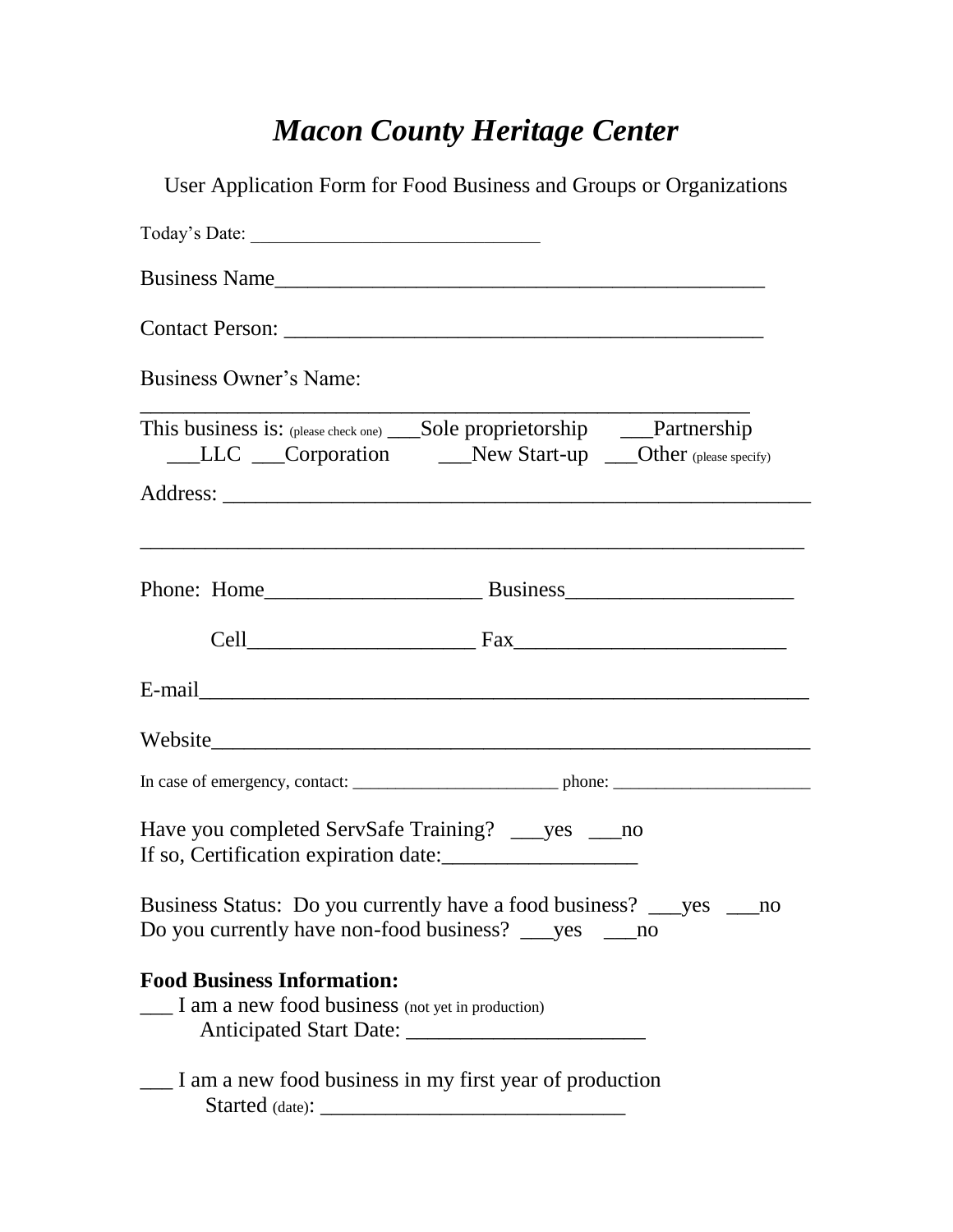# *Macon County Heritage Center*

User Application Form for Food Business and Groups or Organizations

Today's Date: _______________________________

Business Name_____________________________________________

Contact Person: ___________________________________________

Business Owner's Name:

_____________________________________________________

This business is: (please check one) ___Sole proprietorship ___Partnership ___LLC ___Corporation ___New Start-up ___Other (please specify)

Address: ____________________________________________________

____________________________________________________________

Phone: Home____________________ Business_____________________

Cell_____________________ Fax_________________________

E-mail______________________________________________________

Website_____________________________________________________

In case of emergency, contact: ________________________ phone: _______________________

Have you completed ServSafe Training? ___yes ___no
If so, Certification expiration date:__________________

Business Status: Do you currently have a food business? ___yes ___no
Do you currently have non-food business? ___yes ___no

**Food Business Information:**

___ I am a new food business (not yet in production)
Anticipated Start Date: ______________________

___ I am a new food business in my first year of production
Started (date): ____________________________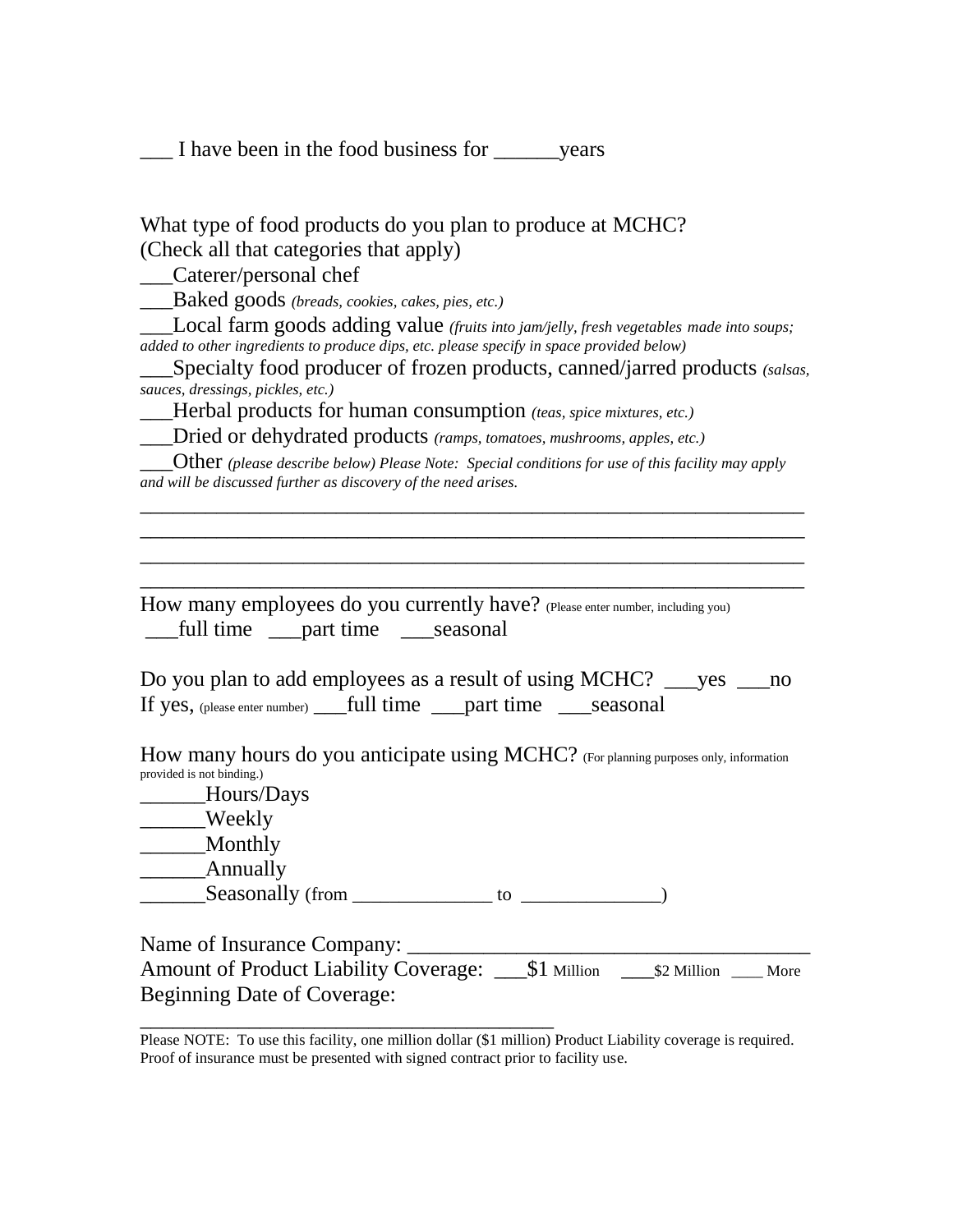___ I have been in the food business for ______years

What type of food products do you plan to produce at MCHC?
(Check all that categories that apply)

___Caterer/personal chef

___Baked goods *(breads, cookies, cakes, pies, etc.)*

___Local farm goods adding value *(fruits into jam/jelly, fresh vegetables made into soups; added to other ingredients to produce dips, etc. please specify in space provided below)*

___Specialty food producer of frozen products, canned/jarred products *(salsas, sauces, dressings, pickles, etc.)*

___Herbal products for human consumption *(teas, spice mixtures, etc.)*

___Dried or dehydrated products *(ramps, tomatoes, mushrooms, apples, etc.)*

___Other *(please describe below) Please Note: Special conditions for use of this facility may apply and will be discussed further as discovery of the need arises.*

_______________________________________________________________

_______________________________________________________________

_______________________________________________________________

_______________________________________________________________

How many employees do you currently have? (Please enter number, including you)

___full time ___part time ___seasonal

Do you plan to add employees as a result of using MCHC? ___yes ___no

If yes, (please enter number) ___full time ___part time ___seasonal

How many hours do you anticipate using MCHC? (For planning purposes only, information provided is not binding.)

______Hours/Days

______Weekly

______Monthly

______Annually

______Seasonally (from ______________ to ______________)

Name of Insurance Company: ____________________________________

Amount of Product Liability Coverage: ___$1 Million ___$2 Million ___ More

Beginning Date of Coverage: ________________________________________

Please NOTE: To use this facility, one million dollar ($1 million) Product Liability coverage is required. Proof of insurance must be presented with signed contract prior to facility use.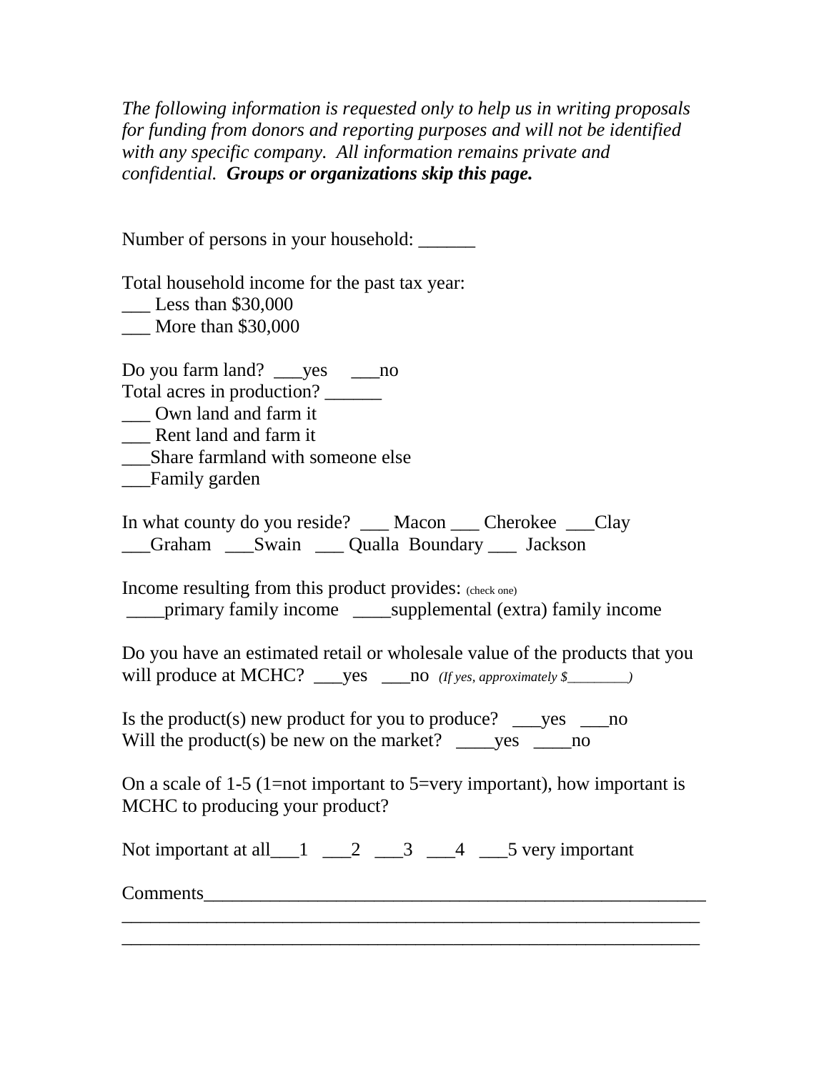*The following information is requested only to help us in writing proposals for funding from donors and reporting purposes and will not be identified with any specific company. All information remains private and confidential.* ***Groups or organizations skip this page.***

Number of persons in your household: ______

Total household income for the past tax year:
___ Less than $30,000
___ More than $30,000

Do you farm land? ___yes ___no
Total acres in production? ______
___ Own land and farm it
___ Rent land and farm it
___Share farmland with someone else
___Family garden

In what county do you reside? ___ Macon ___ Cherokee ___Clay ___Graham ___Swain ___ Qualla Boundary ___ Jackson

Income resulting from this product provides: (check one)
____primary family income ____supplemental (extra) family income

Do you have an estimated retail or wholesale value of the products that you will produce at MCHC? ___yes ___no *(If yes, approximately $________)*

Is the product(s) new product for you to produce? ___yes ___no
Will the product(s) be new on the market? ____yes ____no

On a scale of 1-5 (1=not important to 5=very important), how important is MCHC to producing your product?

Not important at all___1 ___2 ___3 ___4 ___5 very important

Comments_______________________________________________________
_______________________________________________________________
_______________________________________________________________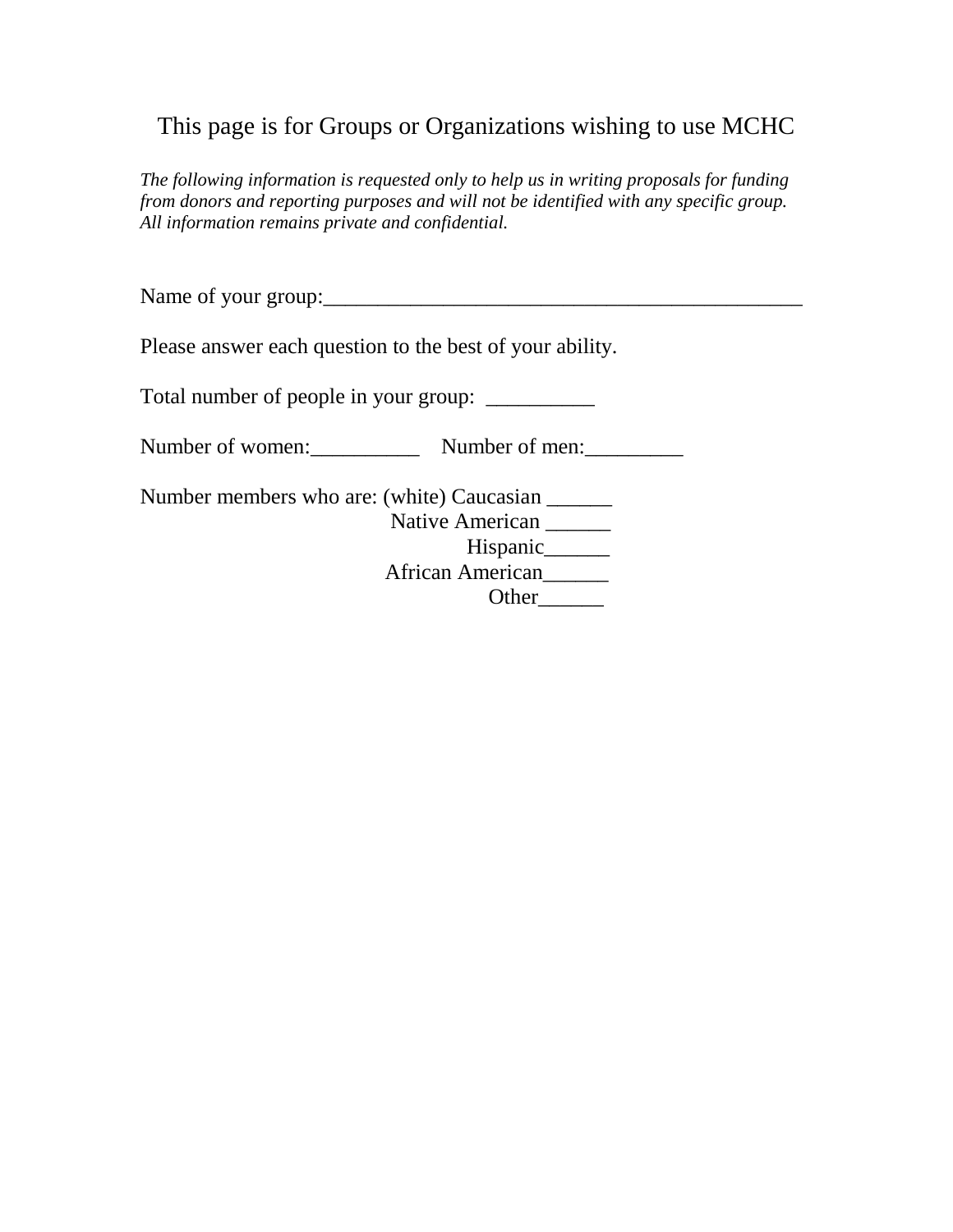## This page is for Groups or Organizations wishing to use MCHC

*The following information is requested only to help us in writing proposals for funding from donors and reporting purposes and will not be identified with any specific group. All information remains private and confidential.*

Name of your group:_____________________________________________

Please answer each question to the best of your ability.

Total number of people in your group: __________

Number of women:__________ Number of men:_________

Number members who are: (white) Caucasian ______
Native American ______
Hispanic______
African American______
Other______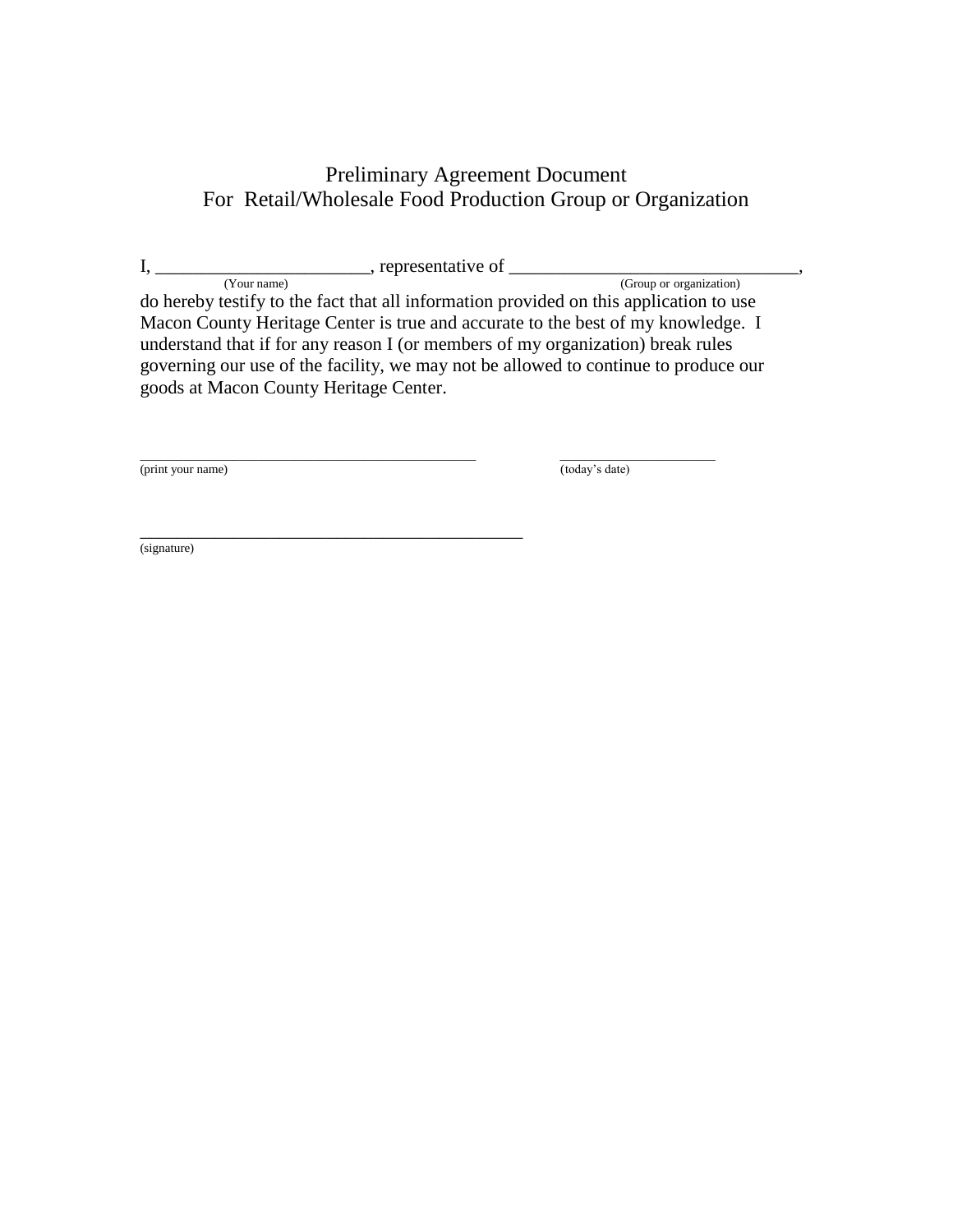# Preliminary Agreement Document
## For Retail/Wholesale Food Production Group or Organization

I, _______________________, representative of _______________________________,
(Your name) (Group or organization)
do hereby testify to the fact that all information provided on this application to use Macon County Heritage Center is true and accurate to the best of my knowledge. I understand that if for any reason I (or members of my organization) break rules governing our use of the facility, we may not be allowed to continue to produce our goods at Macon County Heritage Center.

_____________________________________________ _____________________
(print your name) (today's date)

_____________________________________________
(signature)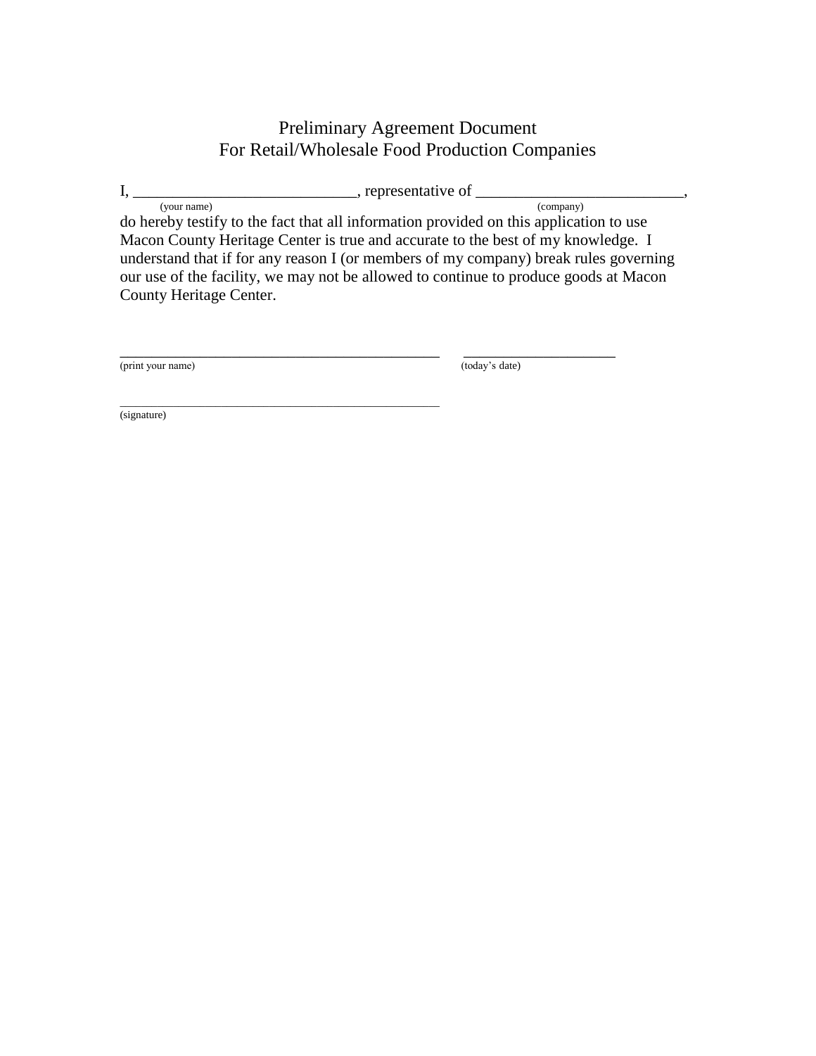# Preliminary Agreement Document
# For Retail/Wholesale Food Production Companies

I, ____________________________, representative of __________________________,
(your name) (company)
do hereby testify to the fact that all information provided on this application to use Macon County Heritage Center is true and accurate to the best of my knowledge. I understand that if for any reason I (or members of my company) break rules governing our use of the facility, we may not be allowed to continue to produce goods at Macon County Heritage Center.

_________________________________________ _____________________
(print your name) (today's date)

_________________________________________
(signature)